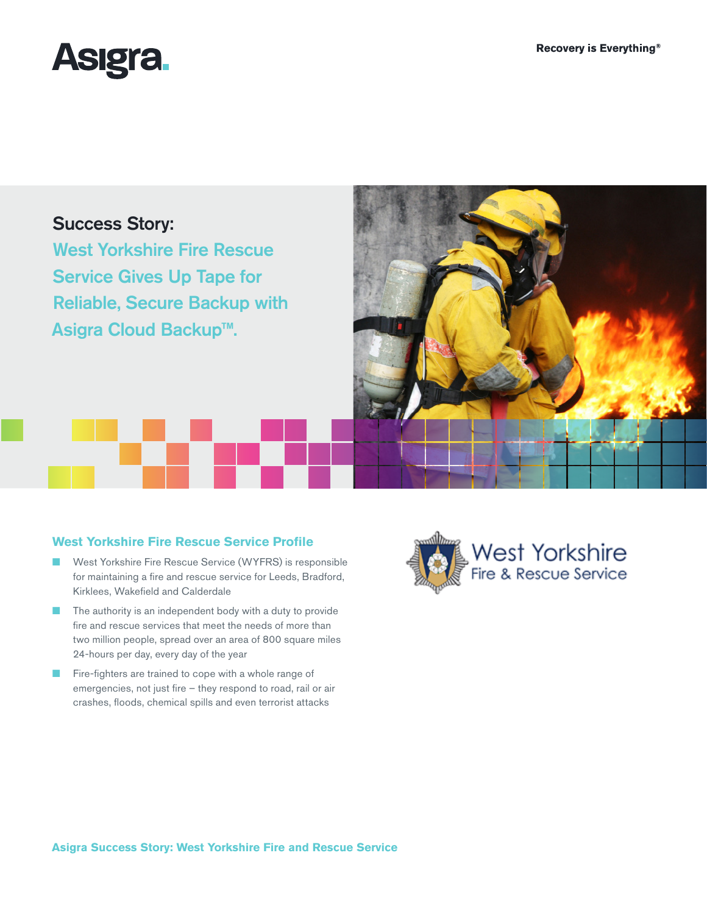Asigra.

Recovery is Everything®

# Success Story: West Yorkshire Fire Rescue Service Gives Up Tape for Reliable, Secure Backup with Asigra Cloud Backup™.

West Yorkshire Fire & Rescue Service

## West Yorkshire Fire Rescue Service Profile

- West Yorkshire Fire Rescue Service (WYFRS) is responsible for maintaining a fire and rescue service for Leeds, Bradford, Kirklees, Wakefield and Calderdale
- The authority is an independent body with a duty to provide fire and rescue services that meet the needs of more than two million people, spread over an area of 800 square miles 24-hours per day, every day of the year
- Fire-fighters are trained to cope with a whole range of emergencies, not just fire – they respond to road, rail or air crashes, floods, chemical spills and even terrorist attacks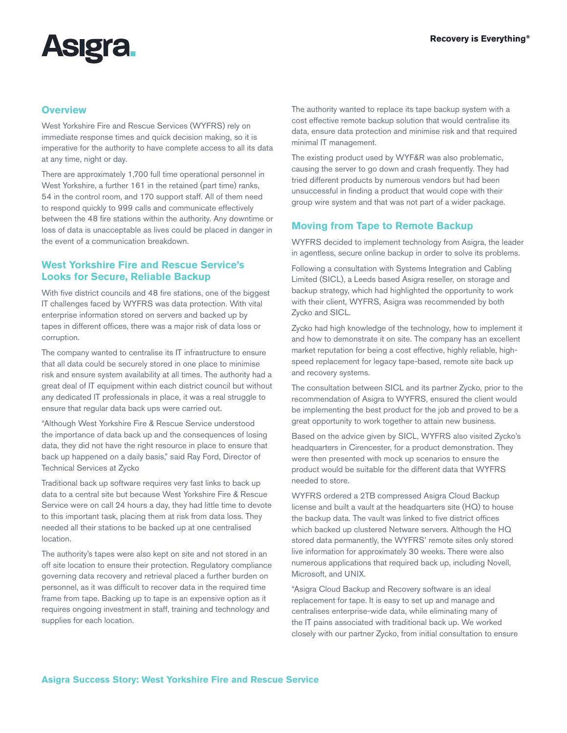## Overview

West Yorkshire Fire and Rescue Services (WYFRS) rely on immediate response times and quick decision making, so it is imperative for the authority to have complete access to all its data at any time, night or day.

There are approximately 1,700 full time operational personnel in West Yorkshire, a further 161 in the retained (part time) ranks, 54 in the control room, and 170 support staff. All of them need to respond quickly to 999 calls and communicate effectively between the 48 fire stations within the authority. Any downtime or loss of data is unacceptable as lives could be placed in danger in the event of a communication breakdown.

## West Yorkshire Fire and Rescue Service's Looks for Secure, Reliable Backup

With five district councils and 48 fire stations, one of the biggest IT challenges faced by WYFRS was data protection. With vital enterprise information stored on servers and backed up by tapes in different offices, there was a major risk of data loss or corruption.

The company wanted to centralise its IT infrastructure to ensure that all data could be securely stored in one place to minimise risk and ensure system availability at all times. The authority had a great deal of IT equipment within each district council but without any dedicated IT professionals in place, it was a real struggle to ensure that regular data back ups were carried out.

"Although West Yorkshire Fire & Rescue Service understood the importance of data back up and the consequences of losing data, they did not have the right resource in place to ensure that back up happened on a daily basis," said Ray Ford, Director of Technical Services at Zycko

Traditional back up software requires very fast links to back up data to a central site but because West Yorkshire Fire & Rescue Service were on call 24 hours a day, they had little time to devote to this important task, placing them at risk from data loss. They needed all their stations to be backed up at one centralised location.

The authority's tapes were also kept on site and not stored in an off site location to ensure their protection. Regulatory compliance governing data recovery and retrieval placed a further burden on personnel, as it was difficult to recover data in the required time frame from tape. Backing up to tape is an expensive option as it requires ongoing investment in staff, training and technology and supplies for each location.

The authority wanted to replace its tape backup system with a cost effective remote backup solution that would centralise its data, ensure data protection and minimise risk and that required minimal IT management.

The existing product used by WYF&R was also problematic, causing the server to go down and crash frequently. They had tried different products by numerous vendors but had been unsuccessful in finding a product that would cope with their group wire system and that was not part of a wider package.

## Moving from Tape to Remote Backup

WYFRS decided to implement technology from Asigra, the leader in agentless, secure online backup in order to solve its problems.

Following a consultation with Systems Integration and Cabling Limited (SICL), a Leeds based Asigra reseller, on storage and backup strategy, which had highlighted the opportunity to work with their client, WYFRS, Asigra was recommended by both Zycko and SICL.

Zycko had high knowledge of the technology, how to implement it and how to demonstrate it on site. The company has an excellent market reputation for being a cost effective, highly reliable, high-speed replacement for legacy tape-based, remote site back up and recovery systems.

The consultation between SICL and its partner Zycko, prior to the recommendation of Asigra to WYFRS, ensured the client would be implementing the best product for the job and proved to be a great opportunity to work together to attain new business.

Based on the advice given by SICL, WYFRS also visited Zycko's headquarters in Cirencester, for a product demonstration. They were then presented with mock up scenarios to ensure the product would be suitable for the different data that WYFRS needed to store.

WYFRS ordered a 2TB compressed Asigra Cloud Backup license and built a vault at the headquarters site (HQ) to house the backup data. The vault was linked to five district offices which backed up clustered Netware servers. Although the HQ stored data permanently, the WYFRS' remote sites only stored live information for approximately 30 weeks. There were also numerous applications that required back up, including Novell, Microsoft, and UNIX.

"Asigra Cloud Backup and Recovery software is an ideal replacement for tape. It is easy to set up and manage and centralises enterprise-wide data, while eliminating many of the IT pains associated with traditional back up. We worked closely with our partner Zycko, from initial consultation to ensure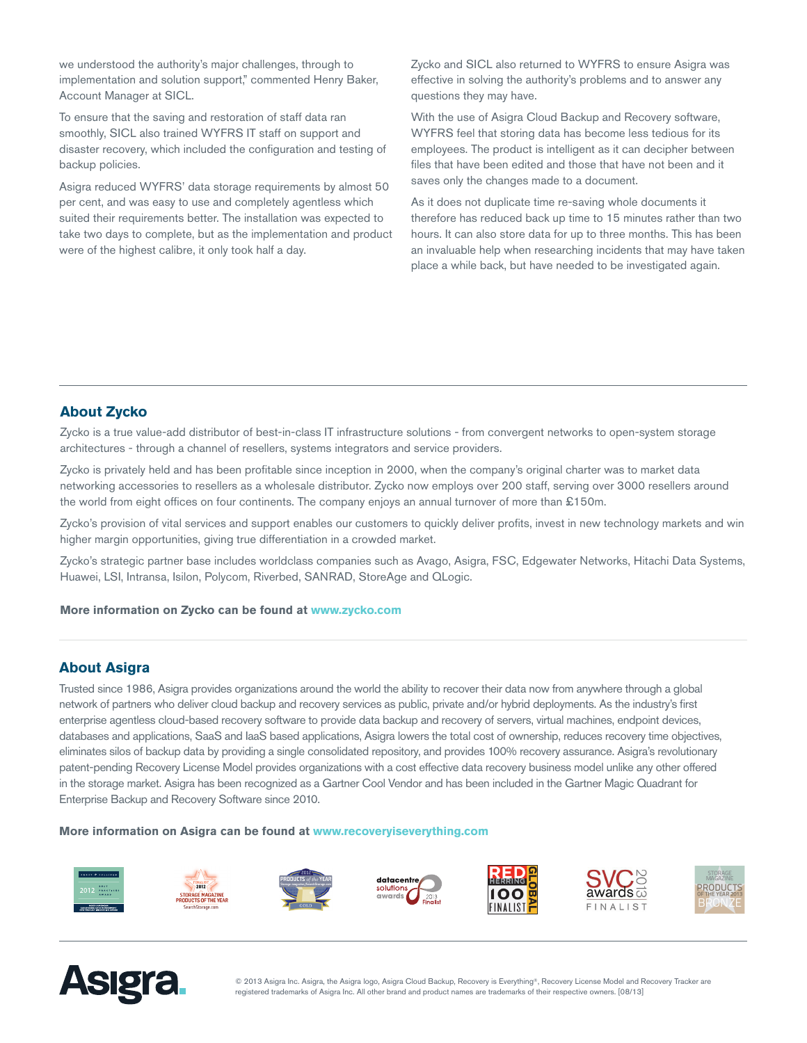we understood the authority's major challenges, through to implementation and solution support," commented Henry Baker, Account Manager at SICL.

To ensure that the saving and restoration of staff data ran smoothly, SICL also trained WYFRS IT staff on support and disaster recovery, which included the configuration and testing of backup policies.

Asigra reduced WYFRS' data storage requirements by almost 50 per cent, and was easy to use and completely agentless which suited their requirements better. The installation was expected to take two days to complete, but as the implementation and product were of the highest calibre, it only took half a day.

Zycko and SICL also returned to WYFRS to ensure Asigra was effective in solving the authority's problems and to answer any questions they may have.

With the use of Asigra Cloud Backup and Recovery software, WYFRS feel that storing data has become less tedious for its employees. The product is intelligent as it can decipher between files that have been edited and those that have not been and it saves only the changes made to a document.

As it does not duplicate time re-saving whole documents it therefore has reduced back up time to 15 minutes rather than two hours. It can also store data for up to three months. This has been an invaluable help when researching incidents that may have taken place a while back, but have needed to be investigated again.

## About Zycko

Zycko is a true value-add distributor of best-in-class IT infrastructure solutions - from convergent networks to open-system storage architectures - through a channel of resellers, systems integrators and service providers.

Zycko is privately held and has been profitable since inception in 2000, when the company's original charter was to market data networking accessories to resellers as a wholesale distributor. Zycko now employs over 200 staff, serving over 3000 resellers around the world from eight offices on four continents. The company enjoys an annual turnover of more than £150m.

Zycko's provision of vital services and support enables our customers to quickly deliver profits, invest in new technology markets and win higher margin opportunities, giving true differentiation in a crowded market.

Zycko's strategic partner base includes worldclass companies such as Avago, Asigra, FSC, Edgewater Networks, Hitachi Data Systems, Huawei, LSI, Intransa, Isilon, Polycom, Riverbed, SANRAD, StoreAge and QLogic.

**More information on Zycko can be found at www.zycko.com**

## About Asigra

Trusted since 1986, Asigra provides organizations around the world the ability to recover their data now from anywhere through a global network of partners who deliver cloud backup and recovery services as public, private and/or hybrid deployments. As the industry's first enterprise agentless cloud-based recovery software to provide data backup and recovery of servers, virtual machines, endpoint devices, databases and applications, SaaS and IaaS based applications, Asigra lowers the total cost of ownership, reduces recovery time objectives, eliminates silos of backup data by providing a single consolidated repository, and provides 100% recovery assurance. Asigra's revolutionary patent-pending Recovery License Model provides organizations with a cost effective data recovery business model unlike any other offered in the storage market. Asigra has been recognized as a Gartner Cool Vendor and has been included in the Gartner Magic Quadrant for Enterprise Backup and Recovery Software since 2010.

**More information on Asigra can be found at www.recoveryiseverything.com**

© 2013 Asigra Inc. Asigra, the Asigra logo, Asigra Cloud Backup, Recovery is Everything®, Recovery License Model and Recovery Tracker are registered trademarks of Asigra Inc. All other brand and product names are trademarks of their respective owners. [08/13]